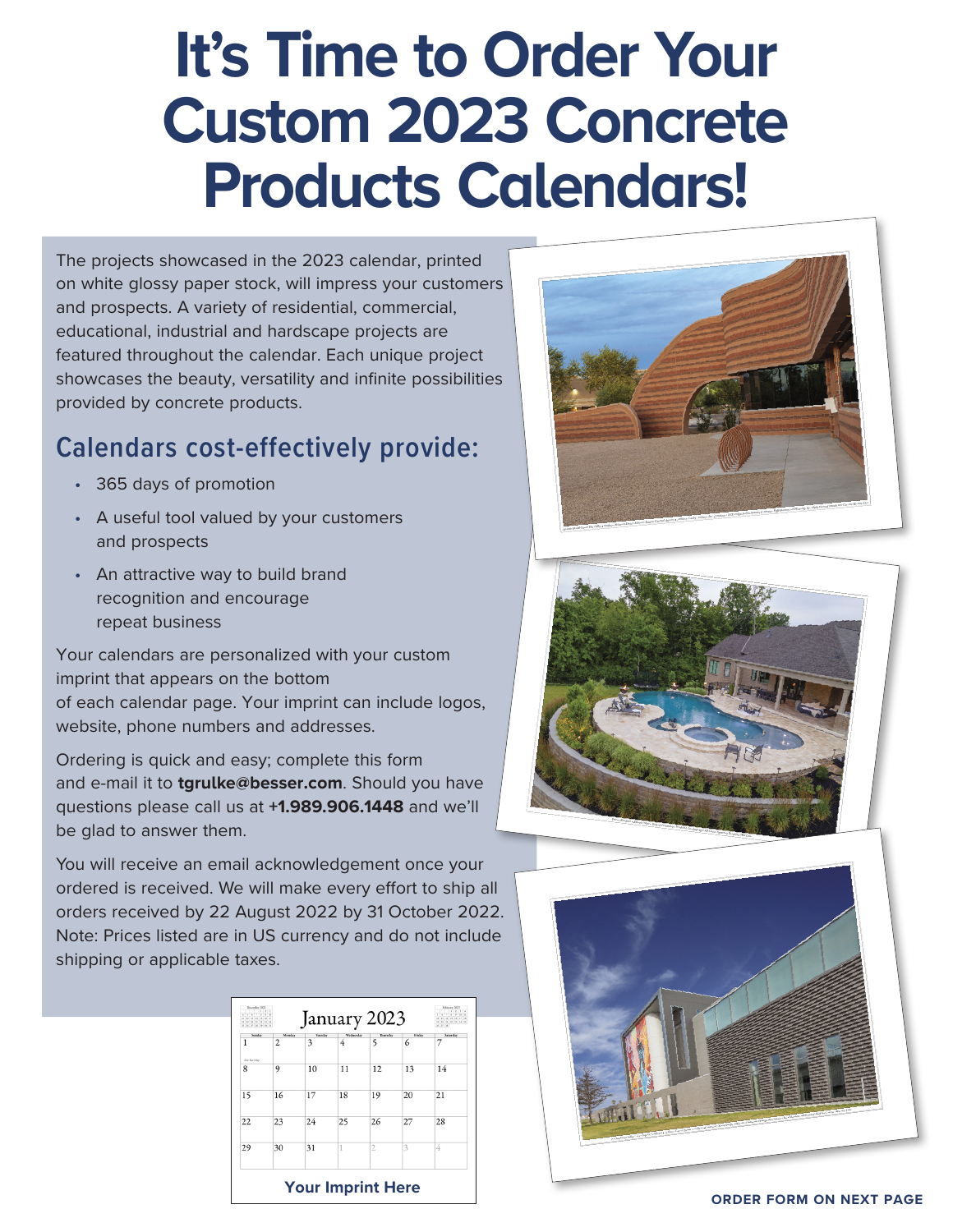# It's Time to Order Your Custom 2023 Concrete Products Calendars!

The projects showcased in the 2023 calendar, printed on white glossy paper stock, will impress your customers and prospects. A variety of residential, commercial, educational, industrial and hardscape projects are featured throughout the calendar. Each unique project showcases the beauty, versatility and infinite possibilities provided by concrete products.

## Calendars cost-effectively provide:

- 365 days of promotion
- A useful tool valued by your customers and prospects
- An attractive way to build brand recognition and encourage repeat business

Your calendars are personalized with your custom imprint that appears on the bottom of each calendar page. Your imprint can include logos, website, phone numbers and addresses.

Ordering is quick and easy; complete this form and e-mail it to **tgrulke@besser.com**. Should you have questions please call us at **+1.989.906.1448** and we'll be glad to answer them.

You will receive an email acknowledgement once your ordered is received. We will make every effort to ship all orders received by 22 August 2022 by 31 October 2022. Note: Prices listed are in US currency and do not include shipping or applicable taxes.

**ORDER FORM ON NEXT PAGE**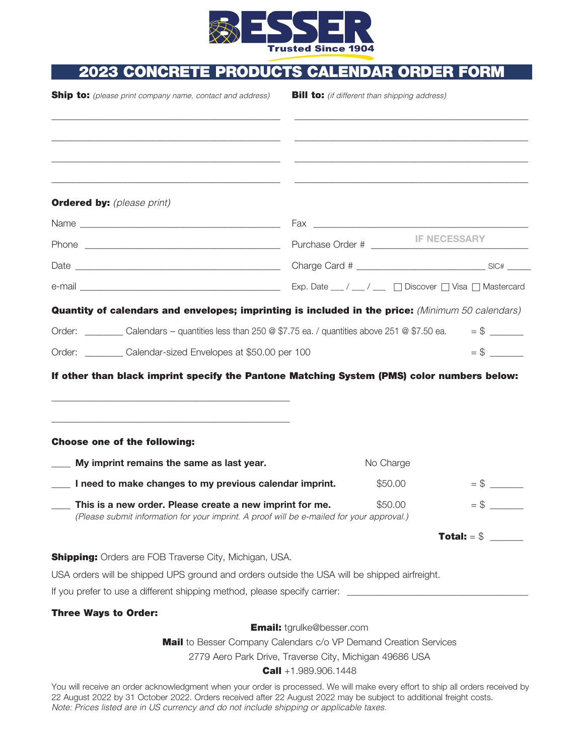BESSER
Trusted Since 1904

# 2023 CONCRETE PRODUCTS CALENDAR ORDER FORM

**Ship to:** *(please print company name, contact and address)*

\_\_\_\_\_\_\_\_\_\_\_\_\_\_\_\_\_\_\_\_\_\_\_\_\_\_\_\_\_\_\_\_\_\_\_\_\_\_\_\_

\_\_\_\_\_\_\_\_\_\_\_\_\_\_\_\_\_\_\_\_\_\_\_\_\_\_\_\_\_\_\_\_\_\_\_\_\_\_\_\_

\_\_\_\_\_\_\_\_\_\_\_\_\_\_\_\_\_\_\_\_\_\_\_\_\_\_\_\_\_\_\_\_\_\_\_\_\_\_\_\_

\_\_\_\_\_\_\_\_\_\_\_\_\_\_\_\_\_\_\_\_\_\_\_\_\_\_\_\_\_\_\_\_\_\_\_\_\_\_\_\_

**Bill to:** *(if different than shipping address)*

\_\_\_\_\_\_\_\_\_\_\_\_\_\_\_\_\_\_\_\_\_\_\_\_\_\_\_\_\_\_\_\_\_\_\_\_\_\_\_\_

\_\_\_\_\_\_\_\_\_\_\_\_\_\_\_\_\_\_\_\_\_\_\_\_\_\_\_\_\_\_\_\_\_\_\_\_\_\_\_\_

\_\_\_\_\_\_\_\_\_\_\_\_\_\_\_\_\_\_\_\_\_\_\_\_\_\_\_\_\_\_\_\_\_\_\_\_\_\_\_\_

\_\_\_\_\_\_\_\_\_\_\_\_\_\_\_\_\_\_\_\_\_\_\_\_\_\_\_\_\_\_\_\_\_\_\_\_\_\_\_\_

**Ordered by:** *(please print)*

Name \_\_\_\_\_\_\_\_\_\_\_\_\_\_\_\_\_\_\_\_\_\_\_\_\_\_\_\_\_\_\_\_\_\_\_\_ Fax \_\_\_\_\_\_\_\_\_\_\_\_\_\_\_\_\_\_\_\_\_\_\_\_\_\_\_\_\_\_\_\_\_\_\_\_

Phone \_\_\_\_\_\_\_\_\_\_\_\_\_\_\_\_\_\_\_\_\_\_\_\_\_\_\_\_\_\_\_\_\_\_\_ Purchase Order # \_\_\_\_\_\_\_IF NECESSARY\_\_\_\_\_\_\_

Date \_\_\_\_\_\_\_\_\_\_\_\_\_\_\_\_\_\_\_\_\_\_\_\_\_\_\_\_\_\_\_\_\_\_\_\_ Charge Card # \_\_\_\_\_\_\_\_\_\_\_\_\_\_\_\_\_\_\_\_\_\_ SIC# \_\_\_\_\_

e-mail \_\_\_\_\_\_\_\_\_\_\_\_\_\_\_\_\_\_\_\_\_\_\_\_\_\_\_\_\_\_\_\_\_\_\_ Exp. Date \_\_\_ / \_\_\_ / \_\_\_ ☐ Discover ☐ Visa ☐ Mastercard

**Quantity of calendars and envelopes; imprinting is included in the price:** *(Minimum 50 calendars)*

Order: \_\_\_\_\_\_\_\_ Calendars – quantities less than 250 @ $7.75 ea. / quantities above 251 @ $7.50 ea. = $ \_\_\_\_\_\_\_

Order: \_\_\_\_\_\_\_\_ Calendar-sized Envelopes at $50.00 per 100 = $ \_\_\_\_\_\_\_

**If other than black imprint specify the Pantone Matching System (PMS) color numbers below:**

\_\_\_\_\_\_\_\_\_\_\_\_\_\_\_\_\_\_\_\_\_\_\_\_\_\_\_\_\_\_\_\_\_\_\_\_\_\_\_\_

\_\_\_\_\_\_\_\_\_\_\_\_\_\_\_\_\_\_\_\_\_\_\_\_\_\_\_\_\_\_\_\_\_\_\_\_\_\_\_\_

**Choose one of the following:**

\_\_\_\_ **My imprint remains the same as last year.** No Charge

\_\_\_\_ **I need to make changes to my previous calendar imprint.** $50.00 = $ \_\_\_\_\_\_\_

\_\_\_\_ **This is a new order. Please create a new imprint for me.** $50.00 = $ \_\_\_\_\_\_\_
*(Please submit information for your imprint. A proof will be e-mailed for your approval.)*

**Total:** = $ \_\_\_\_\_\_\_

**Shipping:** Orders are FOB Traverse City, Michigan, USA.

USA orders will be shipped UPS ground and orders outside the USA will be shipped airfreight.

If you prefer to use a different shipping method, please specify carrier: \_\_\_\_\_\_\_\_\_\_\_\_\_\_\_\_\_\_\_\_\_\_\_\_\_\_\_\_\_\_

**Three Ways to Order:**

**Email:** tgrulke@besser.com

**Mail** to Besser Company Calendars c/o VP Demand Creation Services
2779 Aero Park Drive, Traverse City, Michigan 49686 USA

**Call** +1.989.906.1448

You will receive an order acknowledgment when your order is processed. We will make every effort to ship all orders received by 22 August 2022 by 31 October 2022. Orders received after 22 August 2022 may be subject to additional freight costs.
*Note: Prices listed are in US currency and do not include shipping or applicable taxes.*